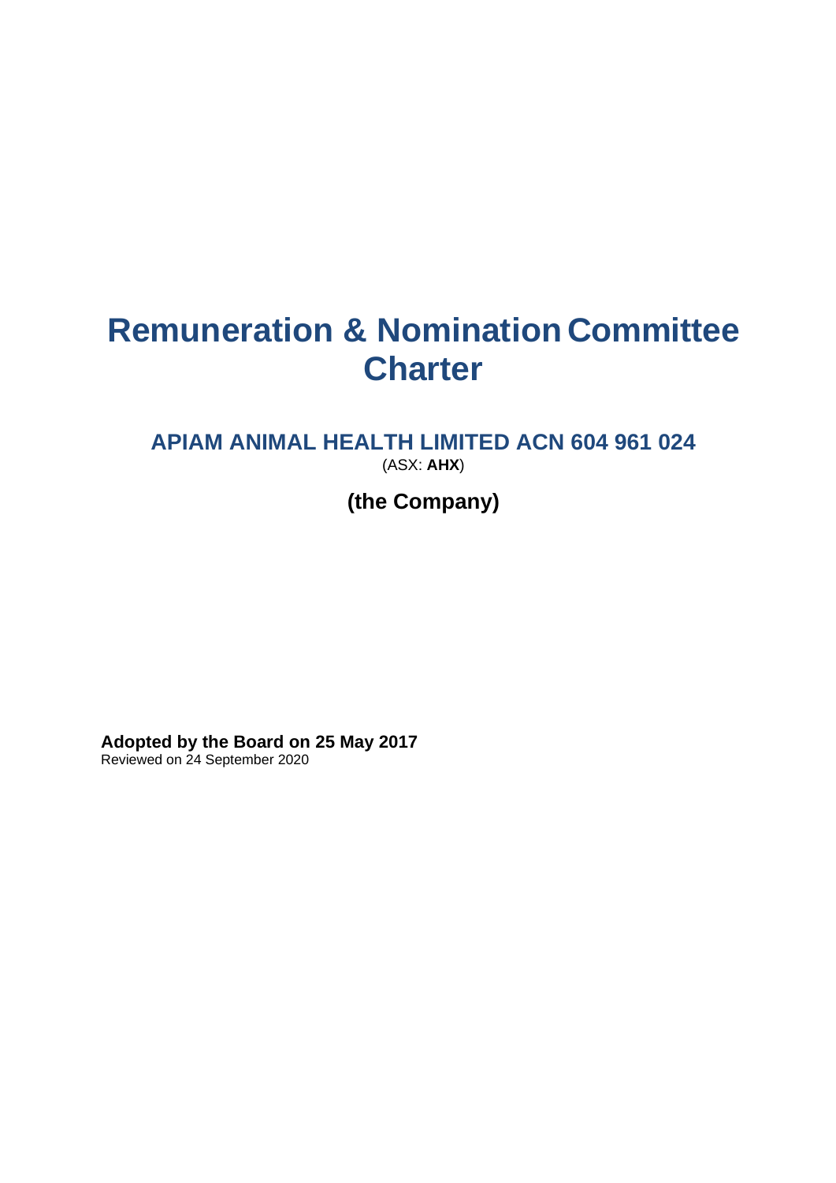# Remuneration & Nomination Committee Charter

## APIAM ANIMAL HEALTH LIMITED ACN 604 961 024

(ASX: **AHX**)

**(the Company)**

**Adopted by the Board on 25 May 2017**

Reviewed on 24 September 2020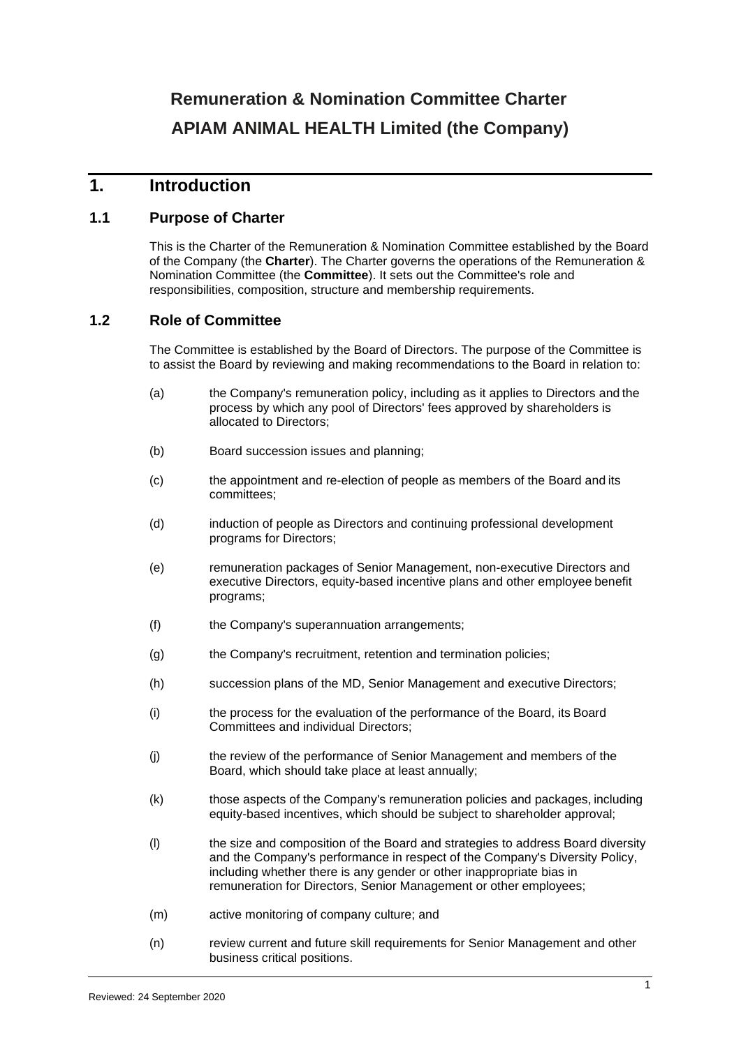# Remuneration & Nomination Committee Charter

# APIAM ANIMAL HEALTH Limited (the Company)

## 1. Introduction

### 1.1 Purpose of Charter

This is the Charter of the Remuneration & Nomination Committee established by the Board of the Company (the **Charter**). The Charter governs the operations of the Remuneration & Nomination Committee (the **Committee**). It sets out the Committee's role and responsibilities, composition, structure and membership requirements.

### 1.2 Role of Committee

The Committee is established by the Board of Directors. The purpose of the Committee is to assist the Board by reviewing and making recommendations to the Board in relation to:

(a) the Company's remuneration policy, including as it applies to Directors and the process by which any pool of Directors' fees approved by shareholders is allocated to Directors;

(b) Board succession issues and planning;

(c) the appointment and re-election of people as members of the Board and its committees;

(d) induction of people as Directors and continuing professional development programs for Directors;

(e) remuneration packages of Senior Management, non-executive Directors and executive Directors, equity-based incentive plans and other employee benefit programs;

(f) the Company's superannuation arrangements;

(g) the Company's recruitment, retention and termination policies;

(h) succession plans of the MD, Senior Management and executive Directors;

(i) the process for the evaluation of the performance of the Board, its Board Committees and individual Directors;

(j) the review of the performance of Senior Management and members of the Board, which should take place at least annually;

(k) those aspects of the Company's remuneration policies and packages, including equity-based incentives, which should be subject to shareholder approval;

(l) the size and composition of the Board and strategies to address Board diversity and the Company's performance in respect of the Company's Diversity Policy, including whether there is any gender or other inappropriate bias in remuneration for Directors, Senior Management or other employees;

(m) active monitoring of company culture; and

(n) review current and future skill requirements for Senior Management and other business critical positions.

Reviewed: 24 September 2020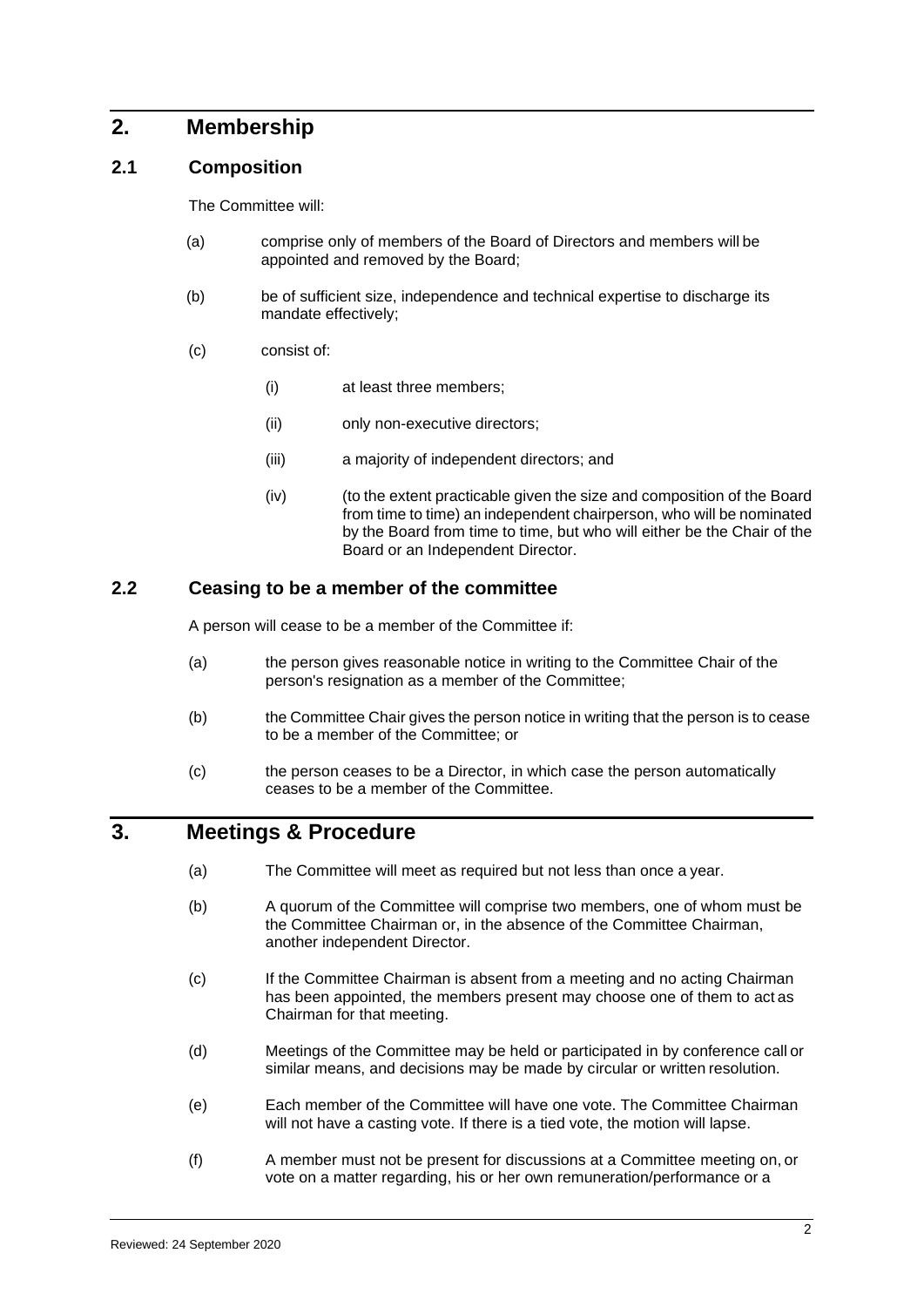## 2. Membership

### 2.1 Composition

The Committee will:

(a) comprise only of members of the Board of Directors and members will be appointed and removed by the Board;

(b) be of sufficient size, independence and technical expertise to discharge its mandate effectively;

(c) consist of:

 (i) at least three members;

 (ii) only non-executive directors;

 (iii) a majority of independent directors; and

 (iv) (to the extent practicable given the size and composition of the Board from time to time) an independent chairperson, who will be nominated by the Board from time to time, but who will either be the Chair of the Board or an Independent Director.

### 2.2 Ceasing to be a member of the committee

A person will cease to be a member of the Committee if:

(a) the person gives reasonable notice in writing to the Committee Chair of the person's resignation as a member of the Committee;

(b) the Committee Chair gives the person notice in writing that the person is to cease to be a member of the Committee; or

(c) the person ceases to be a Director, in which case the person automatically ceases to be a member of the Committee.

## 3. Meetings & Procedure

(a) The Committee will meet as required but not less than once a year.

(b) A quorum of the Committee will comprise two members, one of whom must be the Committee Chairman or, in the absence of the Committee Chairman, another independent Director.

(c) If the Committee Chairman is absent from a meeting and no acting Chairman has been appointed, the members present may choose one of them to act as Chairman for that meeting.

(d) Meetings of the Committee may be held or participated in by conference call or similar means, and decisions may be made by circular or written resolution.

(e) Each member of the Committee will have one vote. The Committee Chairman will not have a casting vote. If there is a tied vote, the motion will lapse.

(f) A member must not be present for discussions at a Committee meeting on, or vote on a matter regarding, his or her own remuneration/performance or a

Reviewed: 24 September 2020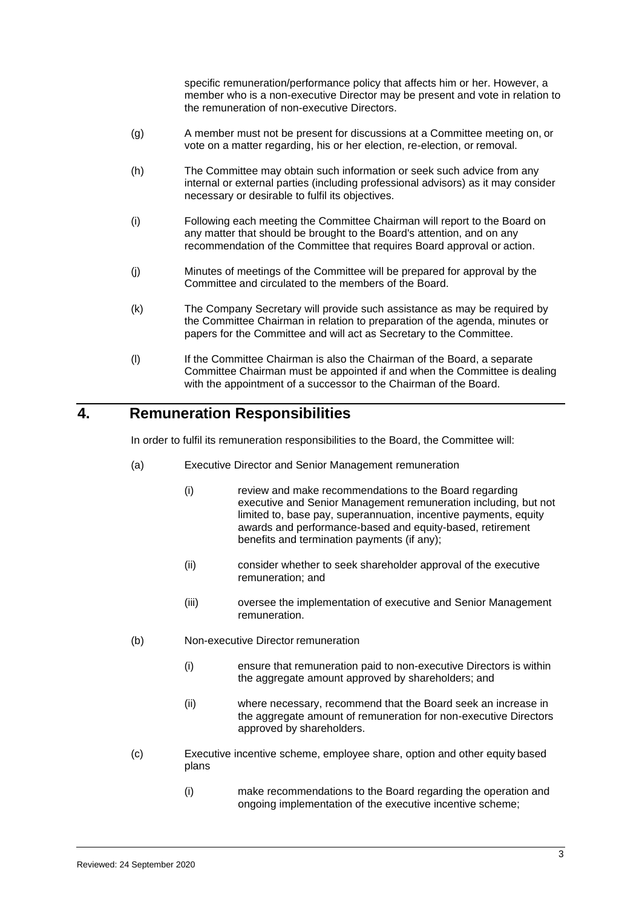specific remuneration/performance policy that affects him or her. However, a member who is a non-executive Director may be present and vote in relation to the remuneration of non-executive Directors.

(g) A member must not be present for discussions at a Committee meeting on, or vote on a matter regarding, his or her election, re-election, or removal.

(h) The Committee may obtain such information or seek such advice from any internal or external parties (including professional advisors) as it may consider necessary or desirable to fulfil its objectives.

(i) Following each meeting the Committee Chairman will report to the Board on any matter that should be brought to the Board's attention, and on any recommendation of the Committee that requires Board approval or action.

(j) Minutes of meetings of the Committee will be prepared for approval by the Committee and circulated to the members of the Board.

(k) The Company Secretary will provide such assistance as may be required by the Committee Chairman in relation to preparation of the agenda, minutes or papers for the Committee and will act as Secretary to the Committee.

(l) If the Committee Chairman is also the Chairman of the Board, a separate Committee Chairman must be appointed if and when the Committee is dealing with the appointment of a successor to the Chairman of the Board.

## 4. Remuneration Responsibilities

In order to fulfil its remuneration responsibilities to the Board, the Committee will:

(a) Executive Director and Senior Management remuneration

(i) review and make recommendations to the Board regarding executive and Senior Management remuneration including, but not limited to, base pay, superannuation, incentive payments, equity awards and performance-based and equity-based, retirement benefits and termination payments (if any);

(ii) consider whether to seek shareholder approval of the executive remuneration; and

(iii) oversee the implementation of executive and Senior Management remuneration.

(b) Non-executive Director remuneration

(i) ensure that remuneration paid to non-executive Directors is within the aggregate amount approved by shareholders; and

(ii) where necessary, recommend that the Board seek an increase in the aggregate amount of remuneration for non-executive Directors approved by shareholders.

(c) Executive incentive scheme, employee share, option and other equity based plans

(i) make recommendations to the Board regarding the operation and ongoing implementation of the executive incentive scheme;

Reviewed: 24 September 2020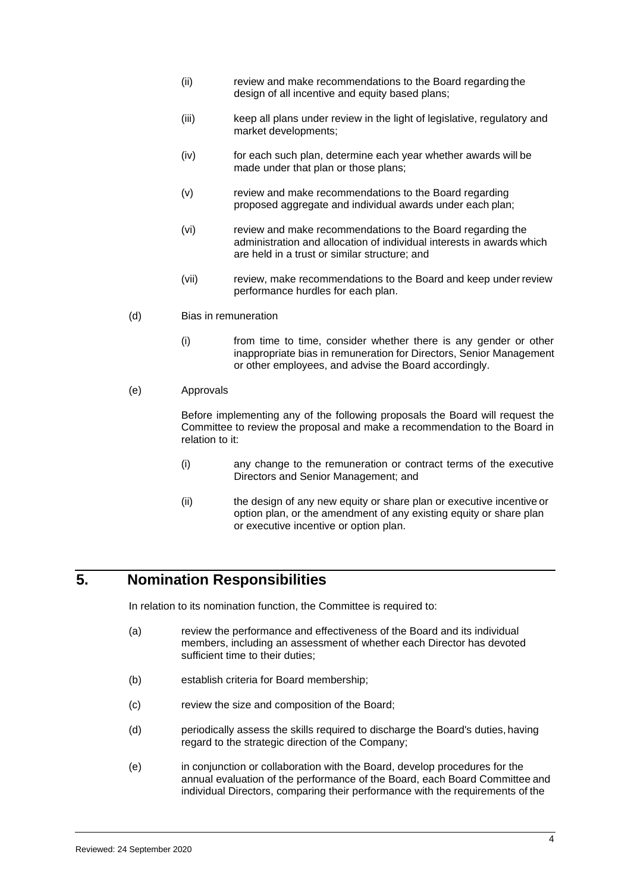(ii) review and make recommendations to the Board regarding the design of all incentive and equity based plans;

(iii) keep all plans under review in the light of legislative, regulatory and market developments;

(iv) for each such plan, determine each year whether awards will be made under that plan or those plans;

(v) review and make recommendations to the Board regarding proposed aggregate and individual awards under each plan;

(vi) review and make recommendations to the Board regarding the administration and allocation of individual interests in awards which are held in a trust or similar structure; and

(vii) review, make recommendations to the Board and keep under review performance hurdles for each plan.

(d) Bias in remuneration

(i) from time to time, consider whether there is any gender or other inappropriate bias in remuneration for Directors, Senior Management or other employees, and advise the Board accordingly.

(e) Approvals

Before implementing any of the following proposals the Board will request the Committee to review the proposal and make a recommendation to the Board in relation to it:

(i) any change to the remuneration or contract terms of the executive Directors and Senior Management; and

(ii) the design of any new equity or share plan or executive incentive or option plan, or the amendment of any existing equity or share plan or executive incentive or option plan.

## 5. Nomination Responsibilities

In relation to its nomination function, the Committee is required to:

(a) review the performance and effectiveness of the Board and its individual members, including an assessment of whether each Director has devoted sufficient time to their duties;

(b) establish criteria for Board membership;

(c) review the size and composition of the Board;

(d) periodically assess the skills required to discharge the Board's duties, having regard to the strategic direction of the Company;

(e) in conjunction or collaboration with the Board, develop procedures for the annual evaluation of the performance of the Board, each Board Committee and individual Directors, comparing their performance with the requirements of the

Reviewed: 24 September 2020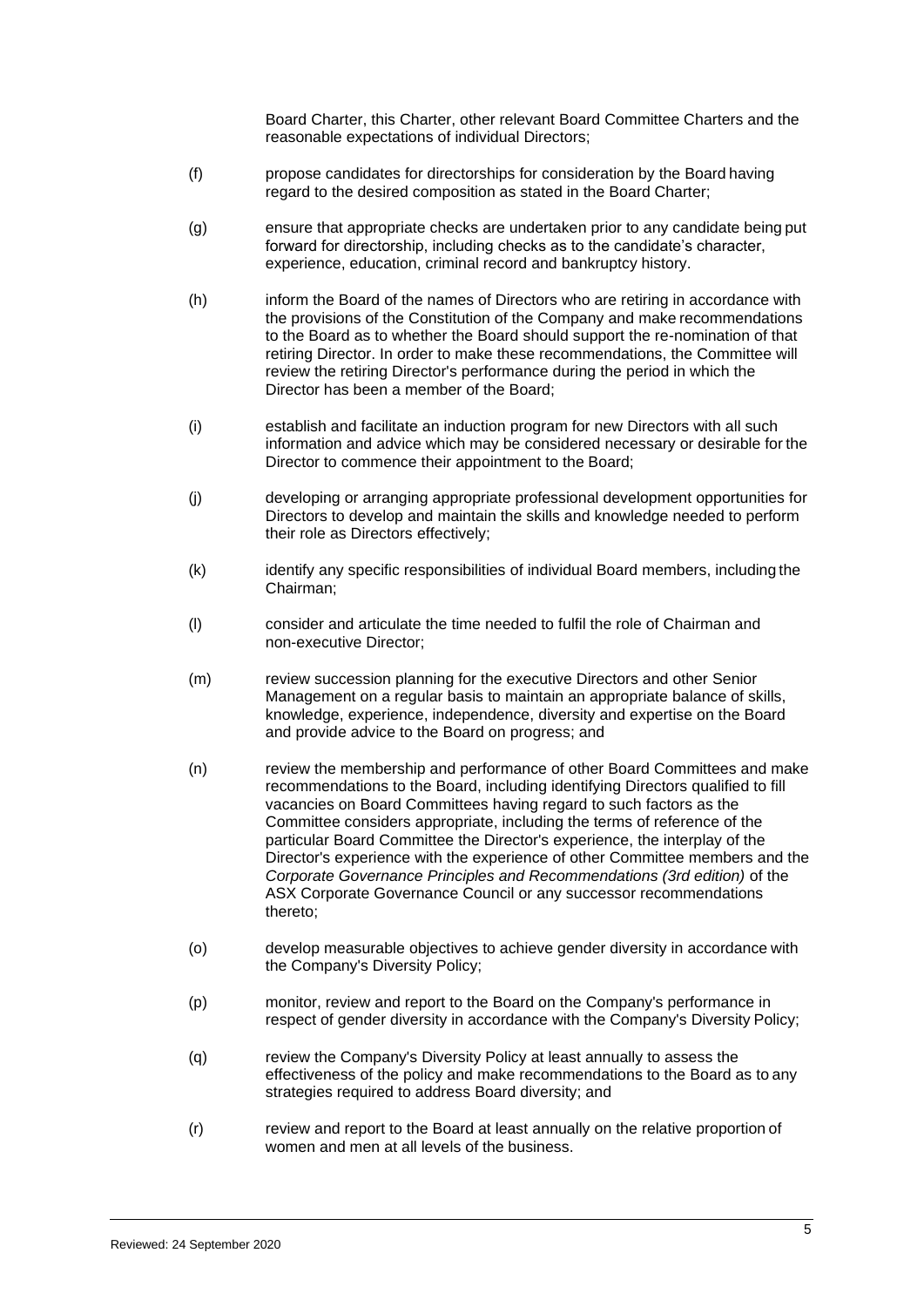Board Charter, this Charter, other relevant Board Committee Charters and the reasonable expectations of individual Directors;

(f) propose candidates for directorships for consideration by the Board having regard to the desired composition as stated in the Board Charter;

(g) ensure that appropriate checks are undertaken prior to any candidate being put forward for directorship, including checks as to the candidate's character, experience, education, criminal record and bankruptcy history.

(h) inform the Board of the names of Directors who are retiring in accordance with the provisions of the Constitution of the Company and make recommendations to the Board as to whether the Board should support the re-nomination of that retiring Director. In order to make these recommendations, the Committee will review the retiring Director's performance during the period in which the Director has been a member of the Board;

(i) establish and facilitate an induction program for new Directors with all such information and advice which may be considered necessary or desirable for the Director to commence their appointment to the Board;

(j) developing or arranging appropriate professional development opportunities for Directors to develop and maintain the skills and knowledge needed to perform their role as Directors effectively;

(k) identify any specific responsibilities of individual Board members, including the Chairman;

(l) consider and articulate the time needed to fulfil the role of Chairman and non-executive Director;

(m) review succession planning for the executive Directors and other Senior Management on a regular basis to maintain an appropriate balance of skills, knowledge, experience, independence, diversity and expertise on the Board and provide advice to the Board on progress; and

(n) review the membership and performance of other Board Committees and make recommendations to the Board, including identifying Directors qualified to fill vacancies on Board Committees having regard to such factors as the Committee considers appropriate, including the terms of reference of the particular Board Committee the Director's experience, the interplay of the Director's experience with the experience of other Committee members and the *Corporate Governance Principles and Recommendations (3rd edition)* of the ASX Corporate Governance Council or any successor recommendations thereto;

(o) develop measurable objectives to achieve gender diversity in accordance with the Company's Diversity Policy;

(p) monitor, review and report to the Board on the Company's performance in respect of gender diversity in accordance with the Company's Diversity Policy;

(q) review the Company's Diversity Policy at least annually to assess the effectiveness of the policy and make recommendations to the Board as to any strategies required to address Board diversity; and

(r) review and report to the Board at least annually on the relative proportion of women and men at all levels of the business.

Reviewed: 24 September 2020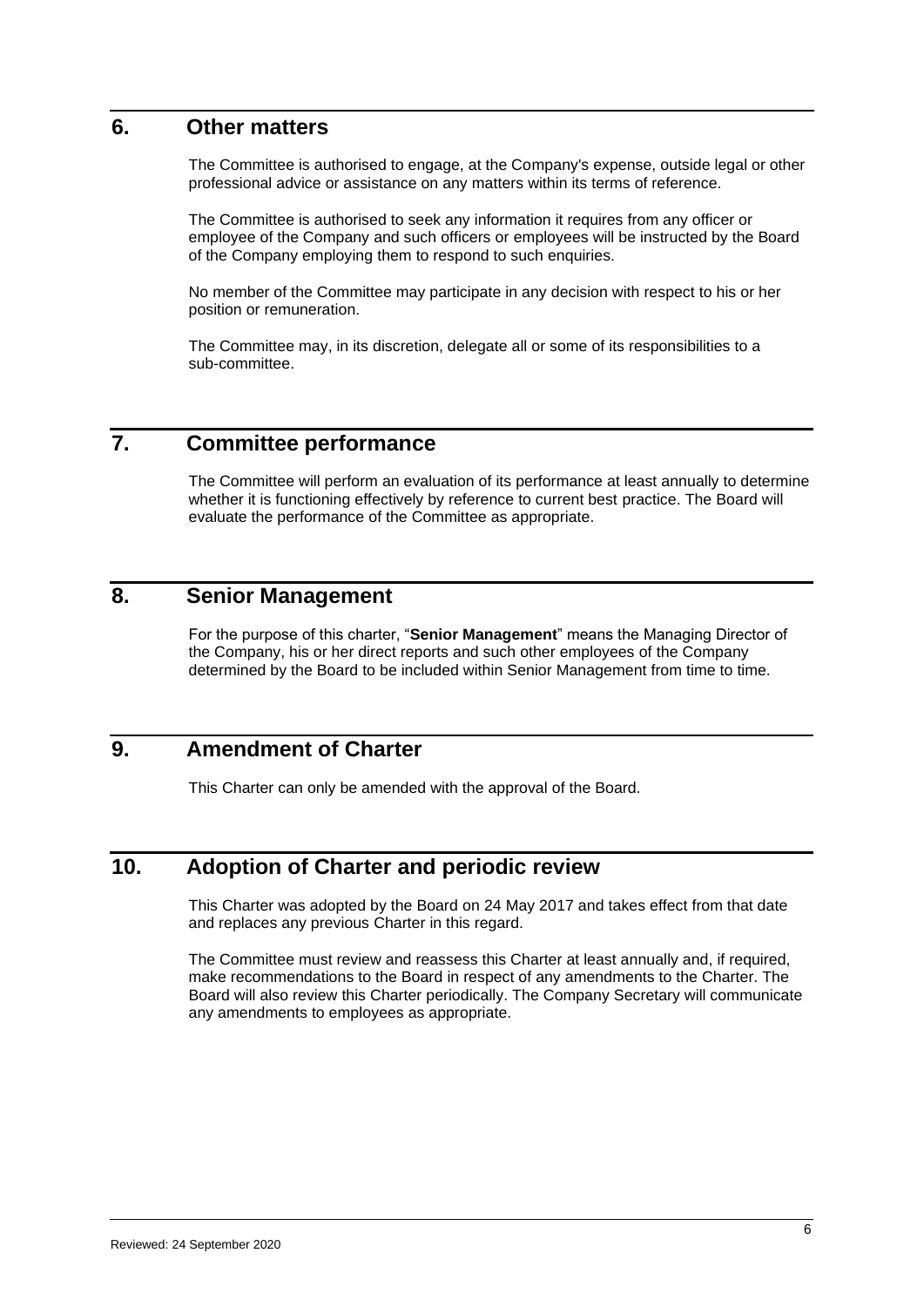## 6. Other matters

The Committee is authorised to engage, at the Company's expense, outside legal or other professional advice or assistance on any matters within its terms of reference.

The Committee is authorised to seek any information it requires from any officer or employee of the Company and such officers or employees will be instructed by the Board of the Company employing them to respond to such enquiries.

No member of the Committee may participate in any decision with respect to his or her position or remuneration.

The Committee may, in its discretion, delegate all or some of its responsibilities to a sub-committee.

## 7. Committee performance

The Committee will perform an evaluation of its performance at least annually to determine whether it is functioning effectively by reference to current best practice. The Board will evaluate the performance of the Committee as appropriate.

## 8. Senior Management

For the purpose of this charter, "**Senior Management**" means the Managing Director of the Company, his or her direct reports and such other employees of the Company determined by the Board to be included within Senior Management from time to time.

## 9. Amendment of Charter

This Charter can only be amended with the approval of the Board.

## 10. Adoption of Charter and periodic review

This Charter was adopted by the Board on 24 May 2017 and takes effect from that date and replaces any previous Charter in this regard.

The Committee must review and reassess this Charter at least annually and, if required, make recommendations to the Board in respect of any amendments to the Charter. The Board will also review this Charter periodically. The Company Secretary will communicate any amendments to employees as appropriate.